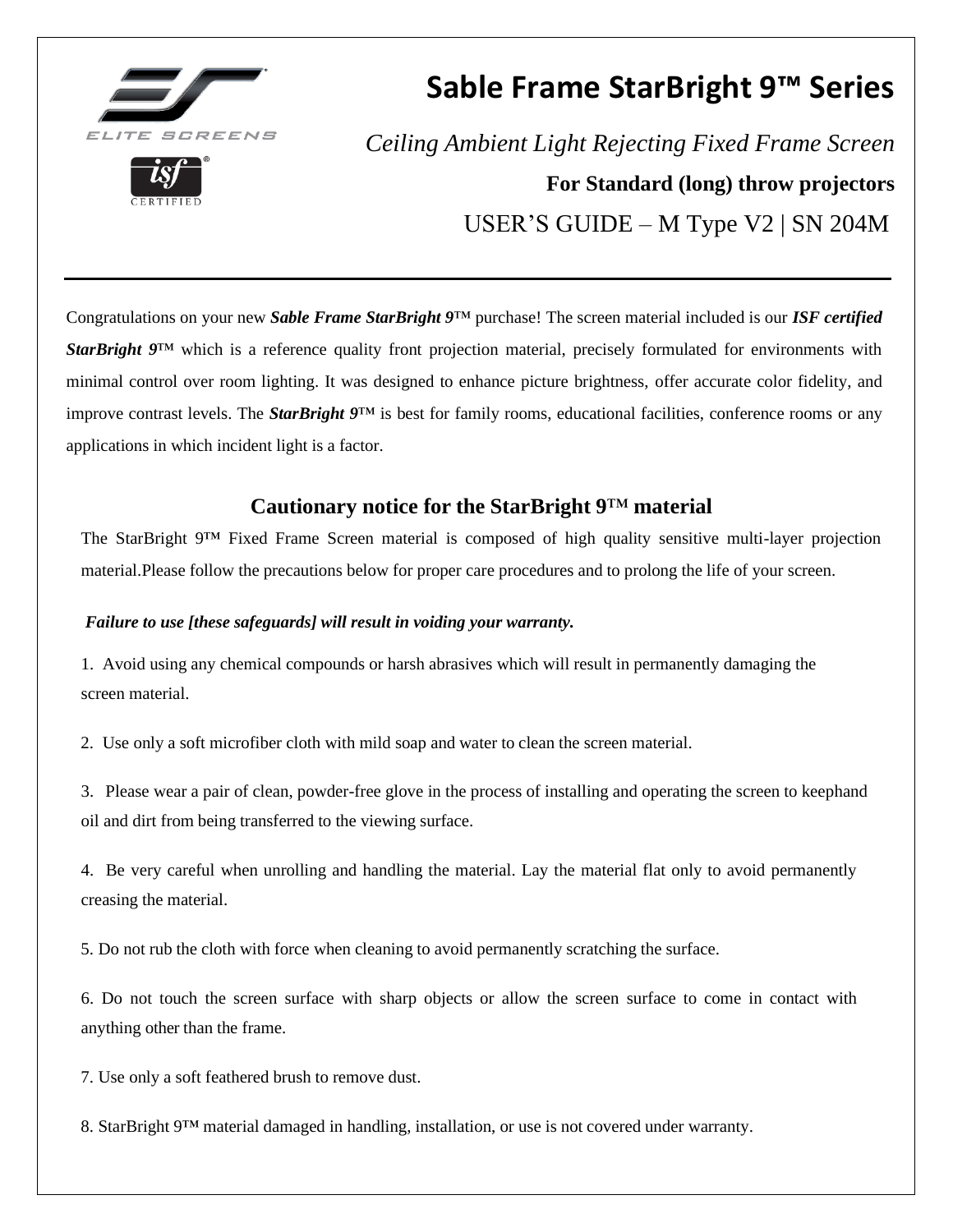ELITE SCREENS

# Sable Frame StarBright 9™ Series

*Ceiling Ambient Light Rejecting Fixed Frame Screen*

**For Standard (long) throw projectors**

USER'S GUIDE – M Type V2 | SN 204M

---

Congratulations on your new ***Sable Frame StarBright 9***™ purchase! The screen material included is our ***ISF certified StarBright 9***™ which is a reference quality front projection material, precisely formulated for environments with minimal control over room lighting. It was designed to enhance picture brightness, offer accurate color fidelity, and improve contrast levels. The ***StarBright 9***™ is best for family rooms, educational facilities, conference rooms or any applications in which incident light is a factor.

## Cautionary notice for the StarBright 9™ material

The StarBright 9™ Fixed Frame Screen material is composed of high quality sensitive multi-layer projection material.Please follow the precautions below for proper care procedures and to prolong the life of your screen.

***Failure to use [these safeguards] will result in voiding your warranty.***

1. Avoid using any chemical compounds or harsh abrasives which will result in permanently damaging the screen material.

2. Use only a soft microfiber cloth with mild soap and water to clean the screen material.

3. Please wear a pair of clean, powder-free glove in the process of installing and operating the screen to keephand oil and dirt from being transferred to the viewing surface.

4. Be very careful when unrolling and handling the material. Lay the material flat only to avoid permanently creasing the material.

5. Do not rub the cloth with force when cleaning to avoid permanently scratching the surface.

6. Do not touch the screen surface with sharp objects or allow the screen surface to come in contact with anything other than the frame.

7. Use only a soft feathered brush to remove dust.

8. StarBright 9™ material damaged in handling, installation, or use is not covered under warranty.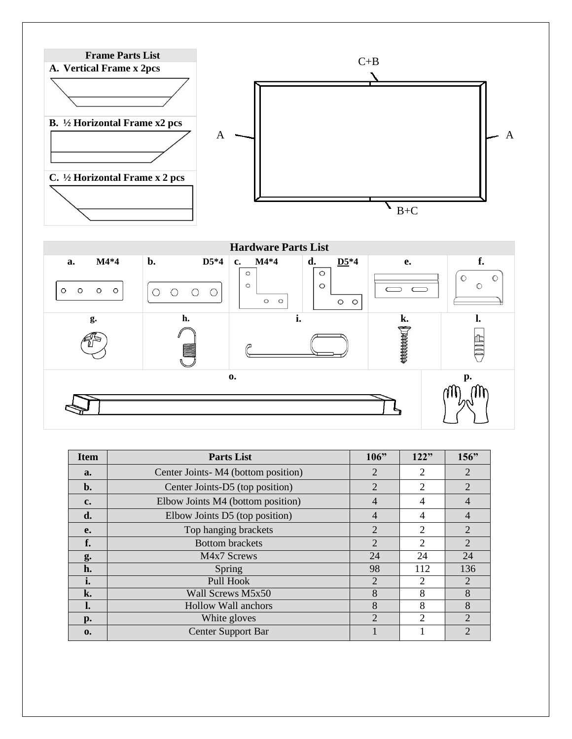**Frame Parts List**

**A. Vertical Frame x 2pcs**

**B. ½ Horizontal Frame x2 pcs**

**C. ½ Horizontal Frame x 2 pcs**

C+B

A

A

B+C

**Hardware Parts List**

**a.** M4*4

**b.** D5*4

**c.** M4*4

**d.** D5*4

**e.**

**f.**

**g.**

**h.**

**i.**

**k.**

**l.**

**o.**

**p.**

| Item | Parts List | 106” | 122” | 156” |
|---|---|---|---|---|
| **a.** | Center Joints- M4 (bottom position) | 2 | 2 | 2 |
| **b.** | Center Joints-D5 (top position) | 2 | 2 | 2 |
| **c.** | Elbow Joints M4 (bottom position) | 4 | 4 | 4 |
| **d.** | Elbow Joints D5 (top position) | 4 | 4 | 4 |
| **e.** | Top hanging brackets | 2 | 2 | 2 |
| **f.** | Bottom brackets | 2 | 2 | 2 |
| **g.** | M4x7 Screws | 24 | 24 | 24 |
| **h.** | Spring | 98 | 112 | 136 |
| **i.** | Pull Hook | 2 | 2 | 2 |
| **k.** | Wall Screws M5x50 | 8 | 8 | 8 |
| **l.** | Hollow Wall anchors | 8 | 8 | 8 |
| **p.** | White gloves | 2 | 2 | 2 |
| **o.** | Center Support Bar | 1 | 1 | 2 |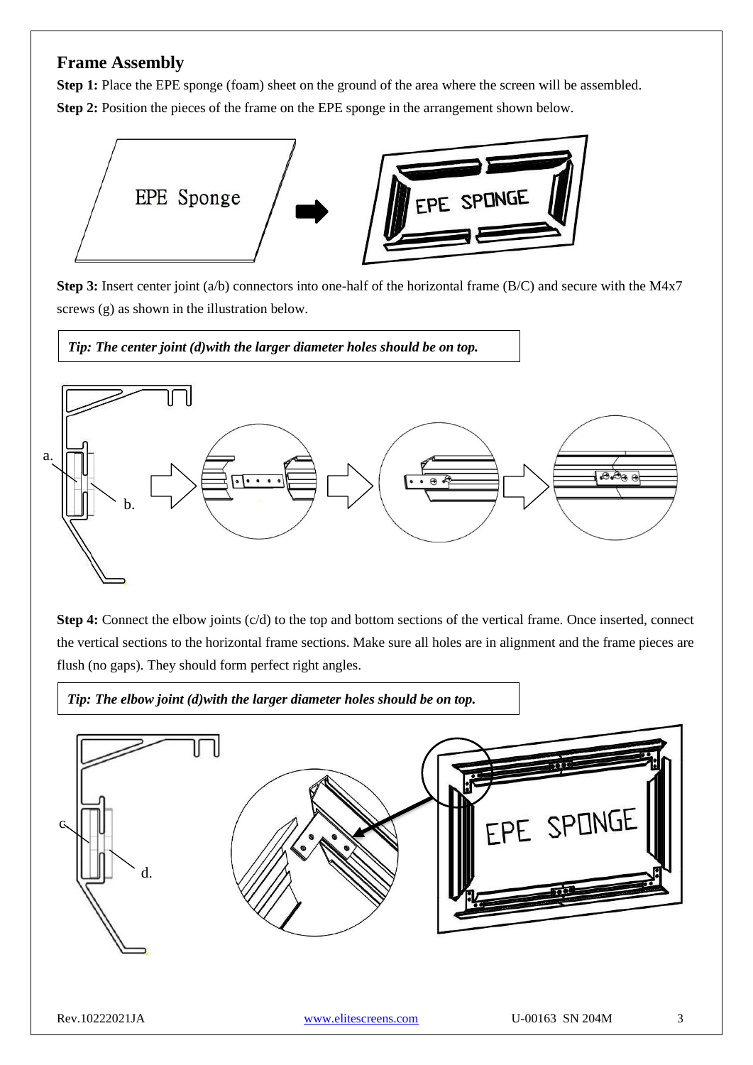## Frame Assembly

**Step 1:** Place the EPE sponge (foam) sheet on the ground of the area where the screen will be assembled.

**Step 2:** Position the pieces of the frame on the EPE sponge in the arrangement shown below.

**Step 3:** Insert center joint (a/b) connectors into one-half of the horizontal frame (B/C) and secure with the M4x7 screws (g) as shown in the illustration below.

> *Tip: The center joint (d)with the larger diameter holes should be on top.*

**Step 4:** Connect the elbow joints (c/d) to the top and bottom sections of the vertical frame. Once inserted, connect the vertical sections to the horizontal frame sections. Make sure all holes are in alignment and the frame pieces are flush (no gaps). They should form perfect right angles.

> *Tip: The elbow joint (d)with the larger diameter holes should be on top.*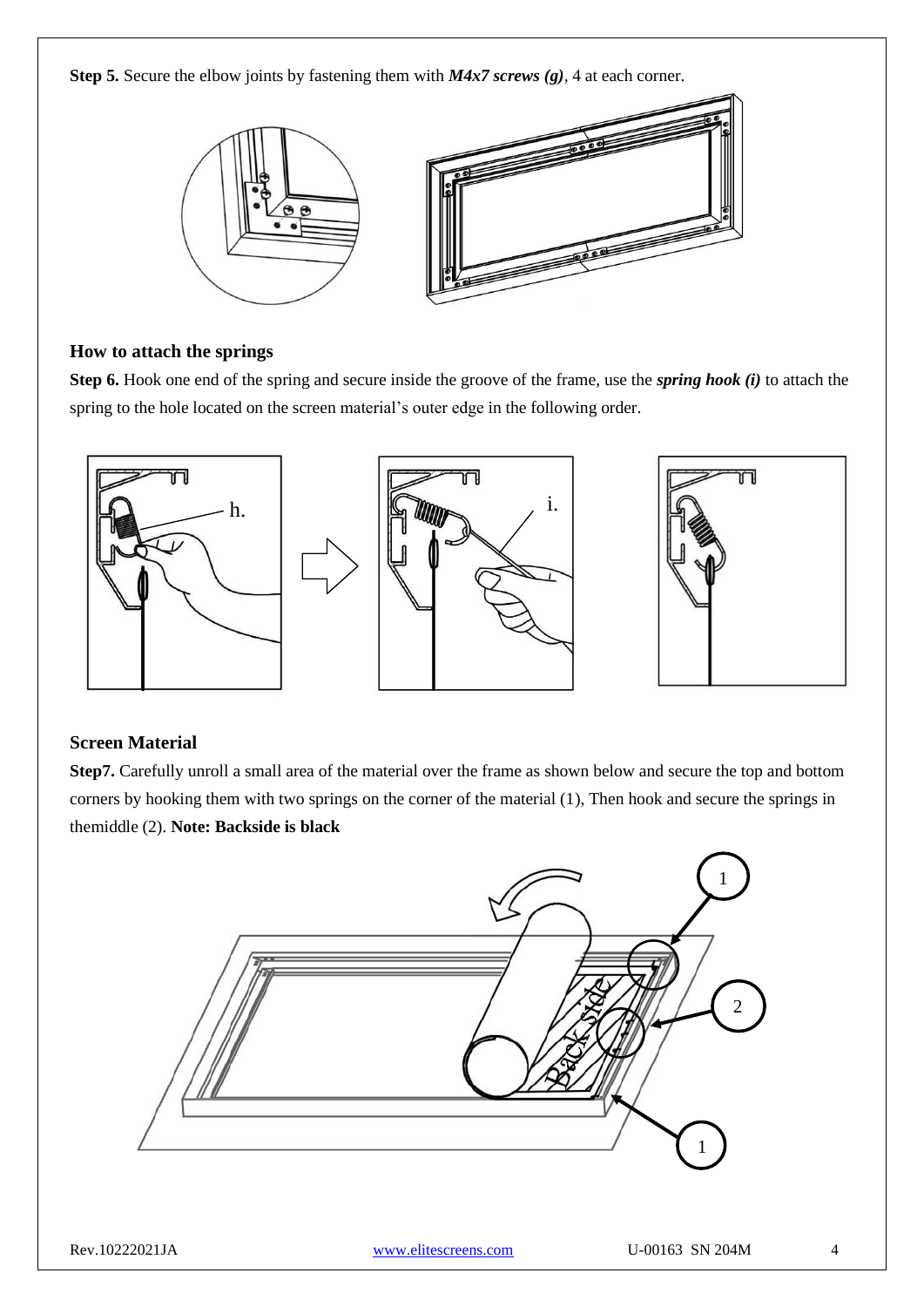**Step 5.** Secure the elbow joints by fastening them with ***M4x7 screws (g)***, 4 at each corner.

### How to attach the springs

**Step 6.** Hook one end of the spring and secure inside the groove of the frame, use the ***spring hook (i)*** to attach the spring to the hole located on the screen material's outer edge in the following order.

### Screen Material

**Step7.** Carefully unroll a small area of the material over the frame as shown below and secure the top and bottom corners by hooking them with two springs on the corner of the material (1), Then hook and secure the springs in themiddle (2). **Note: Backside is black**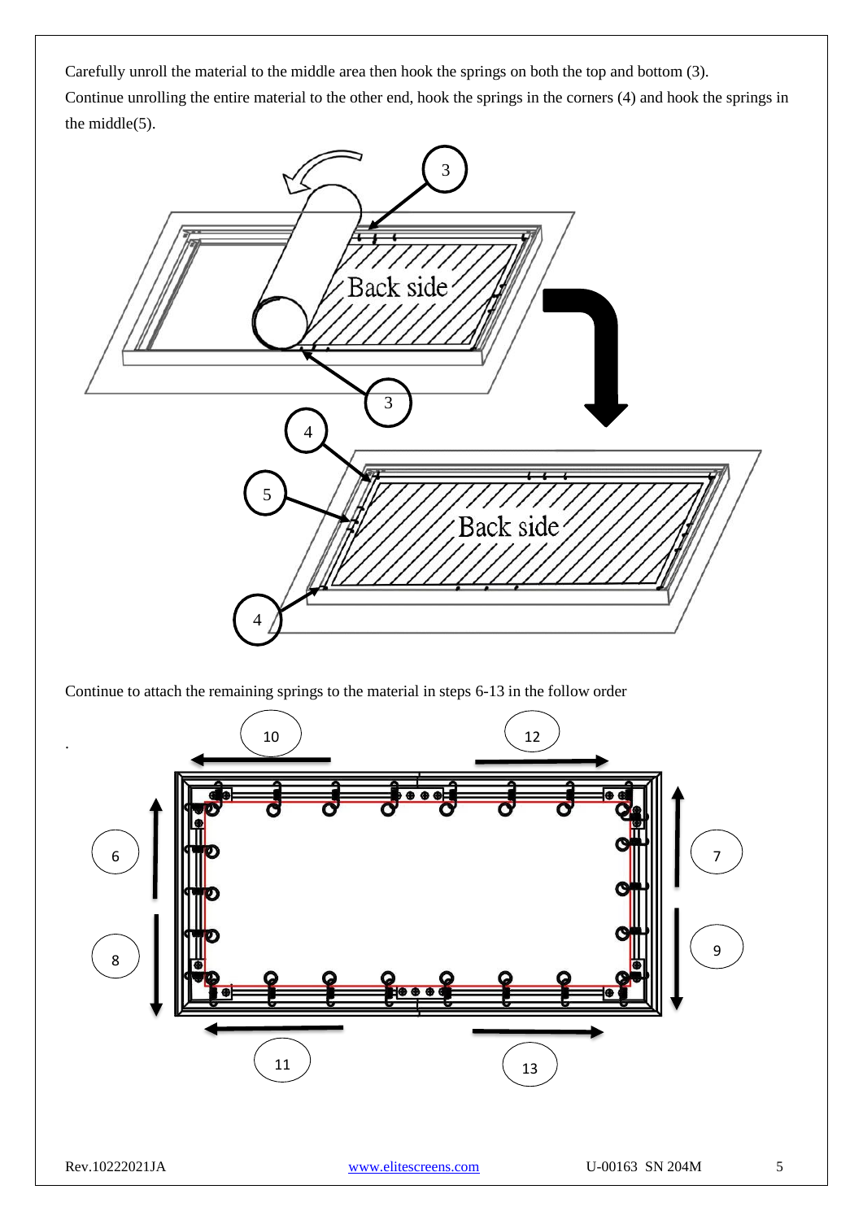Carefully unroll the material to the middle area then hook the springs on both the top and bottom (3).
Continue unrolling the entire material to the other end, hook the springs in the corners (4) and hook the springs in the middle(5).

Continue to attach the remaining springs to the material in steps 6-13 in the follow order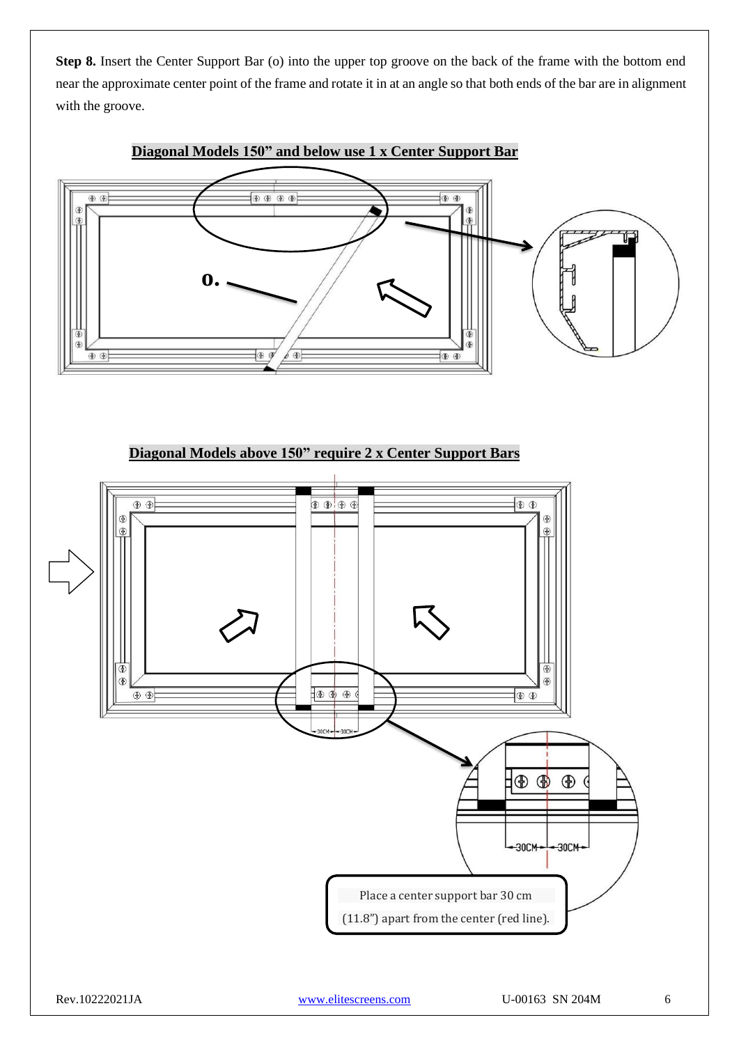**Step 8.** Insert the Center Support Bar (o) into the upper top groove on the back of the frame with the bottom end near the approximate center point of the frame and rotate it in at an angle so that both ends of the bar are in alignment with the groove.

**Diagonal Models 150” and below use 1 x Center Support Bar**

o.

**Diagonal Models above 150” require 2 x Center Support Bars**

30CM 30CM

Place a center support bar 30 cm (11.8”) apart from the center (red line).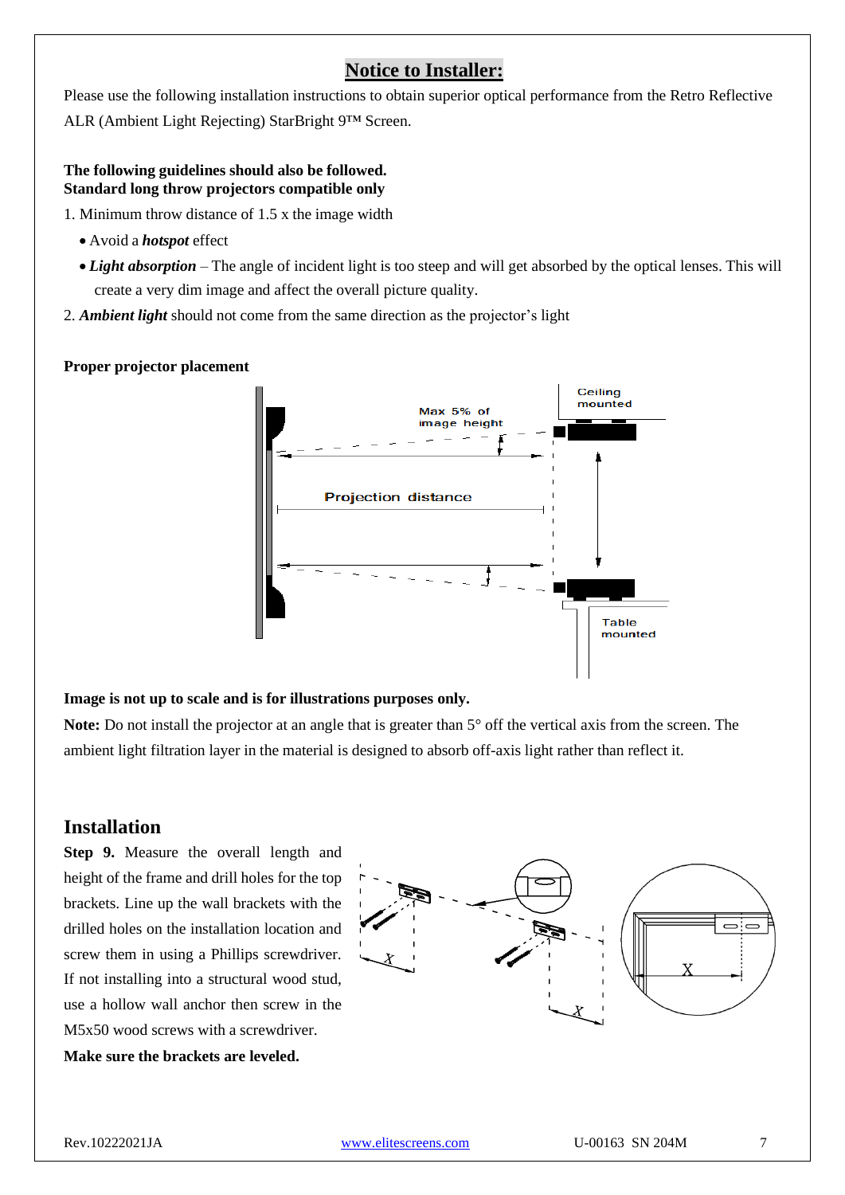## Notice to Installer:

Please use the following installation instructions to obtain superior optical performance from the Retro Reflective ALR (Ambient Light Rejecting) StarBright 9™ Screen.

**The following guidelines should also be followed.**
**Standard long throw projectors compatible only**

1. Minimum throw distance of 1.5 x the image width
   - Avoid a ***hotspot*** effect
   - ***Light absorption*** – The angle of incident light is too steep and will get absorbed by the optical lenses. This will create a very dim image and affect the overall picture quality.
2. ***Ambient light*** should not come from the same direction as the projector's light

**Proper projector placement**

Max 5% of image height

Ceiling mounted

Projection distance

Table mounted

**Image is not up to scale and is for illustrations purposes only.**

**Note:** Do not install the projector at an angle that is greater than 5° off the vertical axis from the screen. The ambient light filtration layer in the material is designed to absorb off-axis light rather than reflect it.

## Installation

**Step 9.** Measure the overall length and height of the frame and drill holes for the top brackets. Line up the wall brackets with the drilled holes on the installation location and screw them in using a Phillips screwdriver. If not installing into a structural wood stud, use a hollow wall anchor then screw in the M5x50 wood screws with a screwdriver.

**Make sure the brackets are leveled.**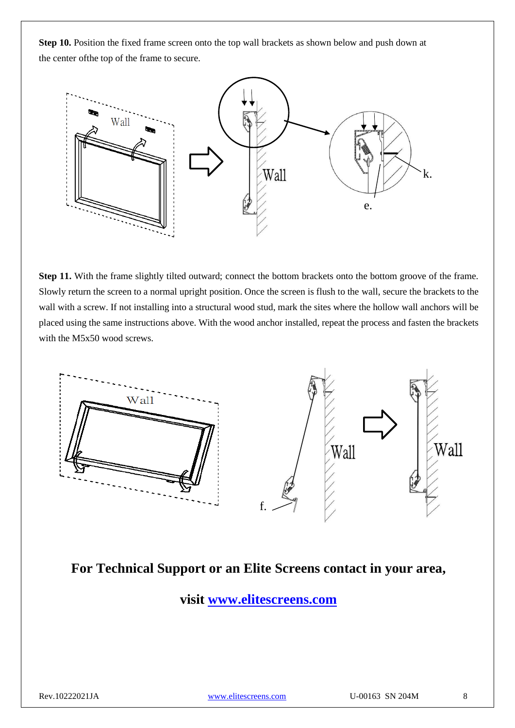**Step 10.** Position the fixed frame screen onto the top wall brackets as shown below and push down at the center ofthe top of the frame to secure.

Wall

Wall

k.

e.

**Step 11.** With the frame slightly tilted outward; connect the bottom brackets onto the bottom groove of the frame. Slowly return the screen to a normal upright position. Once the screen is flush to the wall, secure the brackets to the wall with a screw. If not installing into a structural wood stud, mark the sites where the hollow wall anchors will be placed using the same instructions above. With the wood anchor installed, repeat the process and fasten the brackets with the M5x50 wood screws.

Wall

Wall

Wall

f.

## For Technical Support or an Elite Screens contact in your area,

## visit [www.elitescreens.com](http://www.elitescreens.com)

Rev.10222021JA [www.elitescreens.com](http://www.elitescreens.com) U-00163 SN 204M